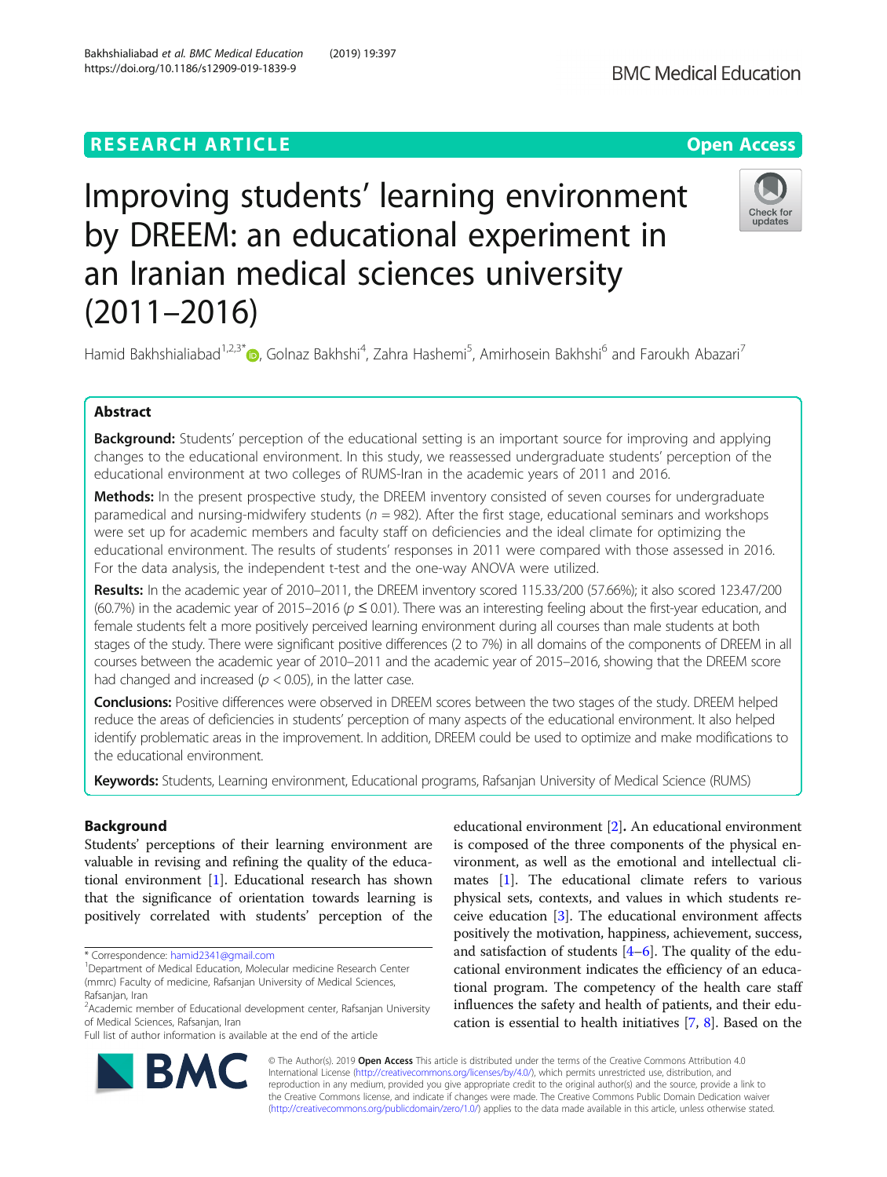RESEARCH ARTICLE

Open Access

# Improving students' learning environment by DREEM: an educational experiment in an Iranian medical sciences university (2011–2016)

Hamid Bakhshialiabad[1,2,3*], Golnaz Bakhshi[4], Zahra Hashemi[5], Amirhosein Bakhshi[6] and Faroukh Abazari[7]

## Abstract

**Background:** Students' perception of the educational setting is an important source for improving and applying changes to the educational environment. In this study, we reassessed undergraduate students' perception of the educational environment at two colleges of RUMS-Iran in the academic years of 2011 and 2016.

**Methods:** In the present prospective study, the DREEM inventory consisted of seven courses for undergraduate paramedical and nursing-midwifery students ($n = 982$). After the first stage, educational seminars and workshops were set up for academic members and faculty staff on deficiencies and the ideal climate for optimizing the educational environment. The results of students' responses in 2011 were compared with those assessed in 2016. For the data analysis, the independent t-test and the one-way ANOVA were utilized.

**Results:** In the academic year of 2010–2011, the DREEM inventory scored 115.33/200 (57.66%); it also scored 123.47/200 (60.7%) in the academic year of 2015–2016 ($p \leq 0.01$). There was an interesting feeling about the first-year education, and female students felt a more positively perceived learning environment during all courses than male students at both stages of the study. There were significant positive differences (2 to 7%) in all domains of the components of DREEM in all courses between the academic year of 2010–2011 and the academic year of 2015–2016, showing that the DREEM score had changed and increased ($p < 0.05$), in the latter case.

**Conclusions:** Positive differences were observed in DREEM scores between the two stages of the study. DREEM helped reduce the areas of deficiencies in students' perception of many aspects of the educational environment. It also helped identify problematic areas in the improvement. In addition, DREEM could be used to optimize and make modifications to the educational environment.

**Keywords:** Students, Learning environment, Educational programs, Rafsanjan University of Medical Science (RUMS)

## Background

Students' perceptions of their learning environment are valuable in revising and refining the quality of the educational environment [1]. Educational research has shown that the significance of orientation towards learning is positively correlated with students' perception of the educational environment [2]. An educational environment is composed of the three components of the physical environment, as well as the emotional and intellectual climates [1]. The educational climate refers to various physical sets, contexts, and values in which students receive education [3]. The educational environment affects positively the motivation, happiness, achievement, success, and satisfaction of students [4–6]. The quality of the educational environment indicates the efficiency of an educational program. The competency of the health care staff influences the safety and health of patients, and their education is essential to health initiatives [7, 8]. Based on the

* Correspondence: hamid2341@gmail.com
[1]Department of Medical Education, Molecular medicine Research Center (mmrc) Faculty of medicine, Rafsanjan University of Medical Sciences, Rafsanjan, Iran
[2]Academic member of Educational development center, Rafsanjan University of Medical Sciences, Rafsanjan, Iran
Full list of author information is available at the end of the article

© The Author(s). 2019 **Open Access** This article is distributed under the terms of the Creative Commons Attribution 4.0 International License (http://creativecommons.org/licenses/by/4.0/), which permits unrestricted use, distribution, and reproduction in any medium, provided you give appropriate credit to the original author(s) and the source, provide a link to the Creative Commons license, and indicate if changes were made. The Creative Commons Public Domain Dedication waiver (http://creativecommons.org/publicdomain/zero/1.0/) applies to the data made available in this article, unless otherwise stated.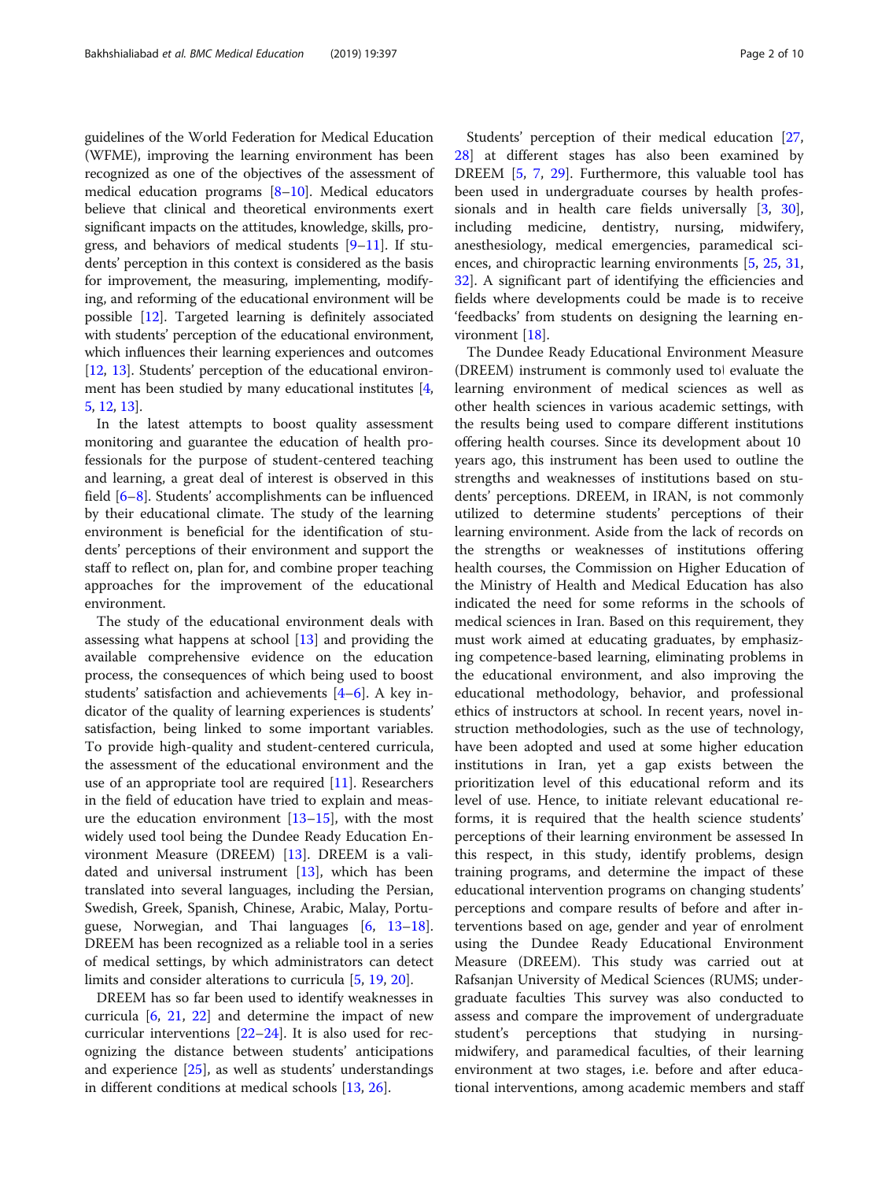guidelines of the World Federation for Medical Education (WFME), improving the learning environment has been recognized as one of the objectives of the assessment of medical education programs [8–10]. Medical educators believe that clinical and theoretical environments exert significant impacts on the attitudes, knowledge, skills, progress, and behaviors of medical students [9–11]. If students' perception in this context is considered as the basis for improvement, the measuring, implementing, modifying, and reforming of the educational environment will be possible [12]. Targeted learning is definitely associated with students' perception of the educational environment, which influences their learning experiences and outcomes [12, 13]. Students' perception of the educational environment has been studied by many educational institutes [4, 5, 12, 13].

In the latest attempts to boost quality assessment monitoring and guarantee the education of health professionals for the purpose of student-centered teaching and learning, a great deal of interest is observed in this field [6–8]. Students' accomplishments can be influenced by their educational climate. The study of the learning environment is beneficial for the identification of students' perceptions of their environment and support the staff to reflect on, plan for, and combine proper teaching approaches for the improvement of the educational environment.

The study of the educational environment deals with assessing what happens at school [13] and providing the available comprehensive evidence on the education process, the consequences of which being used to boost students' satisfaction and achievements [4–6]. A key indicator of the quality of learning experiences is students' satisfaction, being linked to some important variables. To provide high-quality and student-centered curricula, the assessment of the educational environment and the use of an appropriate tool are required [11]. Researchers in the field of education have tried to explain and measure the education environment [13–15], with the most widely used tool being the Dundee Ready Education Environment Measure (DREEM) [13]. DREEM is a validated and universal instrument [13], which has been translated into several languages, including the Persian, Swedish, Greek, Spanish, Chinese, Arabic, Malay, Portuguese, Norwegian, and Thai languages [6, 13–18]. DREEM has been recognized as a reliable tool in a series of medical settings, by which administrators can detect limits and consider alterations to curricula [5, 19, 20].

DREEM has so far been used to identify weaknesses in curricula [6, 21, 22] and determine the impact of new curricular interventions [22–24]. It is also used for recognizing the distance between students' anticipations and experience [25], as well as students' understandings in different conditions at medical schools [13, 26].

Students' perception of their medical education [27, 28] at different stages has also been examined by DREEM [5, 7, 29]. Furthermore, this valuable tool has been used in undergraduate courses by health professionals and in health care fields universally [3, 30], including medicine, dentistry, nursing, midwifery, anesthesiology, medical emergencies, paramedical sciences, and chiropractic learning environments [5, 25, 31, 32]. A significant part of identifying the efficiencies and fields where developments could be made is to receive 'feedbacks' from students on designing the learning environment [18].

The Dundee Ready Educational Environment Measure (DREEM) instrument is commonly used to evaluate the learning environment of medical sciences as well as other health sciences in various academic settings, with the results being used to compare different institutions offering health courses. Since its development about 10 years ago, this instrument has been used to outline the strengths and weaknesses of institutions based on students' perceptions. DREEM, in IRAN, is not commonly utilized to determine students' perceptions of their learning environment. Aside from the lack of records on the strengths or weaknesses of institutions offering health courses, the Commission on Higher Education of the Ministry of Health and Medical Education has also indicated the need for some reforms in the schools of medical sciences in Iran. Based on this requirement, they must work aimed at educating graduates, by emphasizing competence-based learning, eliminating problems in the educational environment, and also improving the educational methodology, behavior, and professional ethics of instructors at school. In recent years, novel instruction methodologies, such as the use of technology, have been adopted and used at some higher education institutions in Iran, yet a gap exists between the prioritization level of this educational reform and its level of use. Hence, to initiate relevant educational reforms, it is required that the health science students' perceptions of their learning environment be assessed In this respect, in this study, identify problems, design training programs, and determine the impact of these educational intervention programs on changing students' perceptions and compare results of before and after interventions based on age, gender and year of enrolment using the Dundee Ready Educational Environment Measure (DREEM). This study was carried out at Rafsanjan University of Medical Sciences (RUMS; undergraduate faculties This survey was also conducted to assess and compare the improvement of undergraduate student's perceptions that studying in nursing-midwifery, and paramedical faculties, of their learning environment at two stages, i.e. before and after educational interventions, among academic members and staff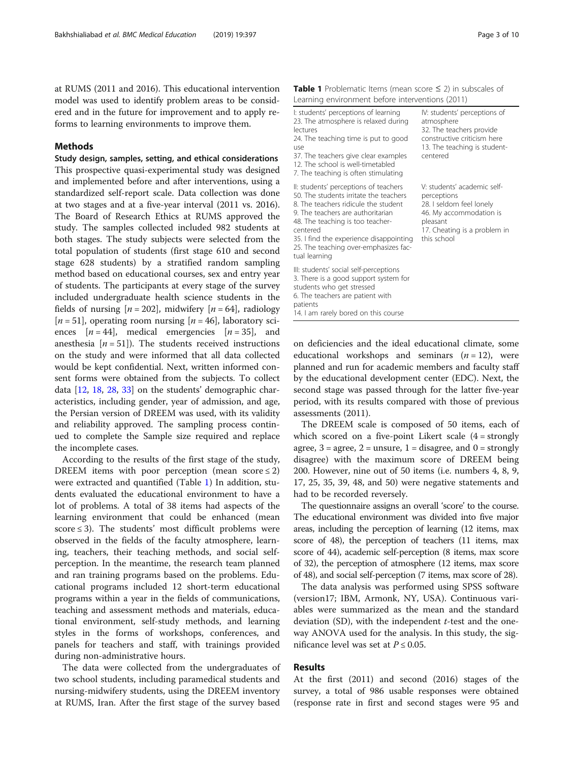at RUMS (2011 and 2016). This educational intervention model was used to identify problem areas to be considered and in the future for improvement and to apply reforms to learning environments to improve them.

## Methods

### Study design, samples, setting, and ethical considerations

This prospective quasi-experimental study was designed and implemented before and after interventions, using a standardized self-report scale. Data collection was done at two stages and at a five-year interval (2011 vs. 2016). The Board of Research Ethics at RUMS approved the study. The samples collected included 982 students at both stages. The study subjects were selected from the total population of students (first stage 610 and second stage 628 students) by a stratified random sampling method based on educational courses, sex and entry year of students. The participants at every stage of the survey included undergraduate health science students in the fields of nursing [$n = 202$], midwifery [$n = 64$], radiology [$n = 51$], operating room nursing [$n = 46$], laboratory sciences [$n = 44$], medical emergencies [$n = 35$], and anesthesia [$n = 51$]). The students received instructions on the study and were informed that all data collected would be kept confidential. Next, written informed consent forms were obtained from the subjects. To collect data [12, 18, 28, 33] on the students' demographic characteristics, including gender, year of admission, and age, the Persian version of DREEM was used, with its validity and reliability approved. The sampling process continued to complete the Sample size required and replace the incomplete cases.

According to the results of the first stage of the study, DREEM items with poor perception (mean score ≤ 2) were extracted and quantified (Table 1) In addition, students evaluated the educational environment to have a lot of problems. A total of 38 items had aspects of the learning environment that could be enhanced (mean score ≤ 3). The students' most difficult problems were observed in the fields of the faculty atmosphere, learning, teachers, their teaching methods, and social self-perception. In the meantime, the research team planned and ran training programs based on the problems. Educational programs included 12 short-term educational programs within a year in the fields of communications, teaching and assessment methods and materials, educational environment, self-study methods, and learning styles in the forms of workshops, conferences, and panels for teachers and staff, with trainings provided during non-administrative hours.

The data were collected from the undergraduates of two school students, including paramedical students and nursing-midwifery students, using the DREEM inventory at RUMS, Iran. After the first stage of the survey based on deficiencies and the ideal educational climate, some educational workshops and seminars ($n = 12$), were planned and run for academic members and faculty staff by the educational development center (EDC). Next, the second stage was passed through for the latter five-year period, with its results compared with those of previous assessments (2011).

**Table 1** Problematic Items (mean score ≤ 2) in subscales of Learning environment before interventions (2011)

| | |
|---|---|
| I: students' perceptions of learning<br>23. The atmosphere is relaxed during lectures<br>24. The teaching time is put to good use<br>37. The teachers give clear examples<br>12. The school is well-timetabled<br>7. The teaching is often stimulating | IV: students' perceptions of atmosphere<br>32. The teachers provide constructive criticism here<br>13. The teaching is student-centered |
| II: students' perceptions of teachers<br>50. The students irritate the teachers<br>8. The teachers ridicule the student<br>9. The teachers are authoritarian<br>48. The teaching is too teacher-centered<br>35. I find the experience disappointing<br>25. The teaching over-emphasizes factual learning | V: students' academic self-perceptions<br>28. I seldom feel lonely<br>46. My accommodation is pleasant<br>17. Cheating is a problem in this school |
| III: students' social self-perceptions<br>3. There is a good support system for students who get stressed<br>6. The teachers are patient with patients<br>14. I am rarely bored on this course | |

The DREEM scale is composed of 50 items, each of which scored on a five-point Likert scale (4 = strongly agree, 3 = agree, 2 = unsure, 1 = disagree, and 0 = strongly disagree) with the maximum score of DREEM being 200. However, nine out of 50 items (i.e. numbers 4, 8, 9, 17, 25, 35, 39, 48, and 50) were negative statements and had to be recorded reversely.

The questionnaire assigns an overall 'score' to the course. The educational environment was divided into five major areas, including the perception of learning (12 items, max score of 48), the perception of teachers (11 items, max score of 44), academic self-perception (8 items, max score of 32), the perception of atmosphere (12 items, max score of 48), and social self-perception (7 items, max score of 28).

The data analysis was performed using SPSS software (version17; IBM, Armonk, NY, USA). Continuous variables were summarized as the mean and the standard deviation (SD), with the independent *t*-test and the one-way ANOVA used for the analysis. In this study, the significance level was set at $P \leq 0.05$.

## Results

At the first (2011) and second (2016) stages of the survey, a total of 986 usable responses were obtained (response rate in first and second stages were 95 and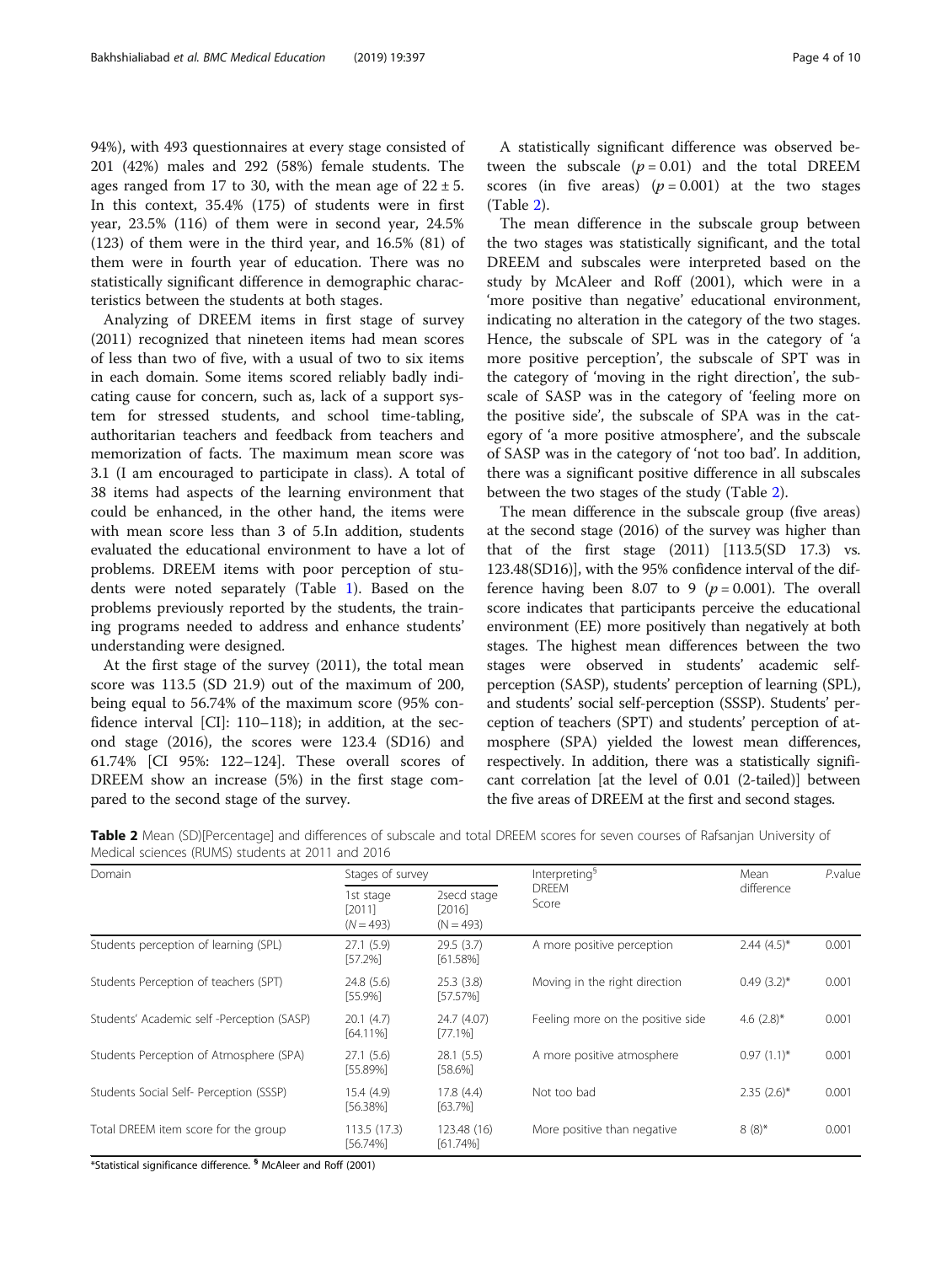94%), with 493 questionnaires at every stage consisted of 201 (42%) males and 292 (58%) female students. The ages ranged from 17 to 30, with the mean age of 22 ± 5. In this context, 35.4% (175) of students were in first year, 23.5% (116) of them were in second year, 24.5% (123) of them were in the third year, and 16.5% (81) of them were in fourth year of education. There was no statistically significant difference in demographic characteristics between the students at both stages.

Analyzing of DREEM items in first stage of survey (2011) recognized that nineteen items had mean scores of less than two of five, with a usual of two to six items in each domain. Some items scored reliably badly indicating cause for concern, such as, lack of a support system for stressed students, and school time-tabling, authoritarian teachers and feedback from teachers and memorization of facts. The maximum mean score was 3.1 (I am encouraged to participate in class). A total of 38 items had aspects of the learning environment that could be enhanced, in the other hand, the items were with mean score less than 3 of 5.In addition, students evaluated the educational environment to have a lot of problems. DREEM items with poor perception of students were noted separately (Table 1). Based on the problems previously reported by the students, the training programs needed to address and enhance students' understanding were designed.

At the first stage of the survey (2011), the total mean score was 113.5 (SD 21.9) out of the maximum of 200, being equal to 56.74% of the maximum score (95% confidence interval [CI]: 110–118); in addition, at the second stage (2016), the scores were 123.4 (SD16) and 61.74% [CI 95%: 122–124]. These overall scores of DREEM show an increase (5%) in the first stage compared to the second stage of the survey.

A statistically significant difference was observed between the subscale ($p = 0.01$) and the total DREEM scores (in five areas) ($p = 0.001$) at the two stages (Table 2).

The mean difference in the subscale group between the two stages was statistically significant, and the total DREEM and subscales were interpreted based on the study by McAleer and Roff (2001), which were in a 'more positive than negative' educational environment, indicating no alteration in the category of the two stages. Hence, the subscale of SPL was in the category of 'a more positive perception', the subscale of SPT was in the category of 'moving in the right direction', the subscale of SASP was in the category of 'feeling more on the positive side', the subscale of SPA was in the category of 'a more positive atmosphere', and the subscale of SASP was in the category of 'not too bad'. In addition, there was a significant positive difference in all subscales between the two stages of the study (Table 2).

The mean difference in the subscale group (five areas) at the second stage (2016) of the survey was higher than that of the first stage (2011) [113.5(SD 17.3) vs. 123.48(SD16)], with the 95% confidence interval of the difference having been 8.07 to 9 ($p = 0.001$). The overall score indicates that participants perceive the educational environment (EE) more positively than negatively at both stages. The highest mean differences between the two stages were observed in students' academic self-perception (SASP), students' perception of learning (SPL), and students' social self-perception (SSSP). Students' perception of teachers (SPT) and students' perception of atmosphere (SPA) yielded the lowest mean differences, respectively. In addition, there was a statistically significant correlation [at the level of 0.01 (2-tailed)] between the five areas of DREEM at the first and second stages.

**Table 2** Mean (SD)[Percentage] and differences of subscale and total DREEM scores for seven courses of Rafsanjan University of Medical sciences (RUMS) students at 2011 and 2016

| Domain | Stages of survey | | Interpreting[§] DREEM Score | Mean difference | P.value |
|---|---|---|---|---|---|
| | 1st stage [2011] (N = 493) | 2secd stage [2016] (N = 493) | | | |
| Students perception of learning (SPL) | 27.1 (5.9) [57.2%] | 29.5 (3.7) [61.58%] | A more positive perception | 2.44 (4.5)* | 0.001 |
| Students Perception of teachers (SPT) | 24.8 (5.6) [55.9%] | 25.3 (3.8) [57.57%] | Moving in the right direction | 0.49 (3.2)* | 0.001 |
| Students' Academic self -Perception (SASP) | 20.1 (4.7) [64.11%] | 24.7 (4.07) [77.1%] | Feeling more on the positive side | 4.6 (2.8)* | 0.001 |
| Students Perception of Atmosphere (SPA) | 27.1 (5.6) [55.89%] | 28.1 (5.5) [58.6%] | A more positive atmosphere | 0.97 (1.1)* | 0.001 |
| Students Social Self- Perception (SSSP) | 15.4 (4.9) [56.38%] | 17.8 (4.4) [63.7%] | Not too bad | 2.35 (2.6)* | 0.001 |
| Total DREEM item score for the group | 113.5 (17.3) [56.74%] | 123.48 (16) [61.74%] | More positive than negative | 8 (8)* | 0.001 |

*Statistical significance difference. [§] McAleer and Roff (2001)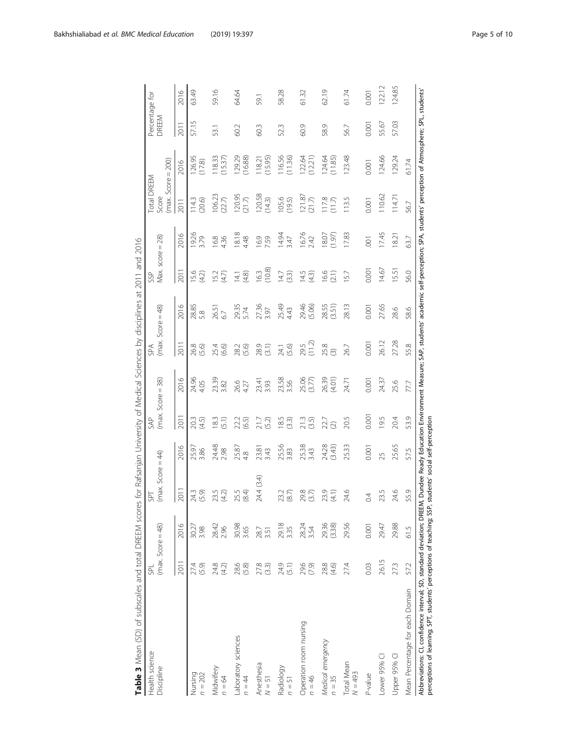**Table 3** Mean (SD) of subscales and total DREEM scores for Rafsanjan University of Medical Sciences by disciplines at 2011 and 2016

| Health science Discipline | SPL (max. Score = 48) | | SPT (max. Score = 44) | | SAP (max. Score = 38) | | SPA (max. Score = 48) | | SSP Max. score = 28) | | Total DREEM Score (max. Score = 200) | | Percentage for DREEM | |
|---|---|---|---|---|---|---|---|---|---|---|---|---|---|---|
| | 2011 | 2016 | 2011 | 2016 | 2011 | 2016 | 2011 | 2016 | 2011 | 2016 | 2011 | 2016 | 2011 | 2016 |
| Nursing $n = 202$ | 27.4 (5.9) | 30.27 3.98 | 24.3 (5.9) | 25.97 3.86 | 20.3 (4.5) | 24.96 4.05 | 26.8 (5.6) | 28.85 5.8 | 15.6 (4.2) | 19.26 3.79 | 114.3 (20.6) | 126.95 (17.8) | 57.15 | 63.49 |
| Midwifery $n = 64$ | 24.8 (4.2) | 28.42 2.96 | 23.5 (4.2) | 24.48 2.98 | 18.3 (5.1) | 23.39 3.82 | 25.4 (6.6) | 26.51 6.7 | 15.2 (4.7) | 16.8 4.36 | 106.23 (22.7) | 118.33 (15.37) | 53.1 | 59.16 |
| Laboratory sciences $n = 44$ | 28.6 (5.8) | 30.98 3.65 | 25.5 (8.4) | 25.87 4.8 | 22.2 (6.5) | 26.6 4.27 | 28.2 (5.6) | 29.35 5.74 | 14.1 (4.8) | 18.18 4.48 | 120.95 (21.7) | 129.29 (16.88) | 60.2 | 64.64 |
| Anesthesia $N = 51$ | 27.8 (3.3) | 28.7 3.51 | 24.4 (3.4) | 23.81 3.43 | 21.7 (5.2) | 23.41 3.93 | 28.9 (3.1) | 27.36 3.97 | 16.3 (10.8) | 16.9 7.59 | 120.58 (14.3) | 118.21 (15.95) | 60.3 | 59.1 |
| Radiology $n = 51$ | 24.9 (5.1) | 29.18 3.35 | 23.2 (8.7) | 25.56 3.83 | 18.5 (3.3) | 23.58 3.56 | 24.1 (5.6) | 25.49 4.43 | 14.7 (3.3) | 14.94 3.47 | 105.6 (19.5) | 116.56 (11.36) | 52.3 | 58.28 |
| Operation room nursing $n = 46$ | 29.6 (7.9) | 28.24 3.54 | 29.8 (3.7) | 25.38 3.43 | 21.3 (3.5) | 25.06 (3.77) | 29.5 (11.2) | 29.46 (5.06) | 14.5 (4.3) | 16.76 2.42 | 121.87 (21.7) | 122.64 (12.21) | 60.9 | 61.32 |
| *Medical emergency* $n = 35$ | 28.8 (4.6) | 29.36 (3.38) | 23.9 (4.1) | 24.28 (3.43) | 22.7 (2) | 26.39 (4.01) | 25.8 (3) | 28.55 (3.51) | 16.6 (2.1) | 18.07 (1.97) | 117.8 (11.7) | 124.64 (11.85) | 58.9 | 62.19 |
| Total Mean $N = 493$ | 27.4 | 29.56 | 24.6 | 25.33 | 20.5 | 24.71 | 26.7 | 28.13 | 15.7 | 17.83 | 113.5 | 123.48 | 56.7 | 61.74 |
| *P*-value | 0.03 | 0.001 | 0.4 | 0.001 | 0.001 | 0.001 | 0.001 | 0.001 | 0.001 | .001 | 0.001 | 0.001 | 0.001 | 0.001 |
| Lower 95% CI | 26.15 | 29.47 | 23.5 | 25 | 19.5 | 24.37 | 26.12 | 27.65 | 14.67 | 17.45 | 110.62 | 124.66 | 55.67 | 122.12 |
| Upper 95% CI | 27.3 | 29.88 | 24.6 | 25.65 | 20.4 | 25.6 | 27.28 | 28.6 | 15.51 | 18.21 | 114.71 | 129.24 | 57.03 | 124.85 |
| Mean Percentage for each Domain | 57.2 | 61.5 | 55.9 | 57.5 | 53.9 | 77.7 | 55.8 | 58.6 | 56.0 | 63.7 | 56.7 | 61.74 | | |

Abbreviations: CI, confidence interval; SD, standard deviation; DREEM, Dundee Ready Education Environment Measure; SAP, students' academic self-perception; SPA, students' perception of Atmosphere; SPL, students' perceptions of learning; SPT, students' perceptions of teaching; SSP, students' social self-perception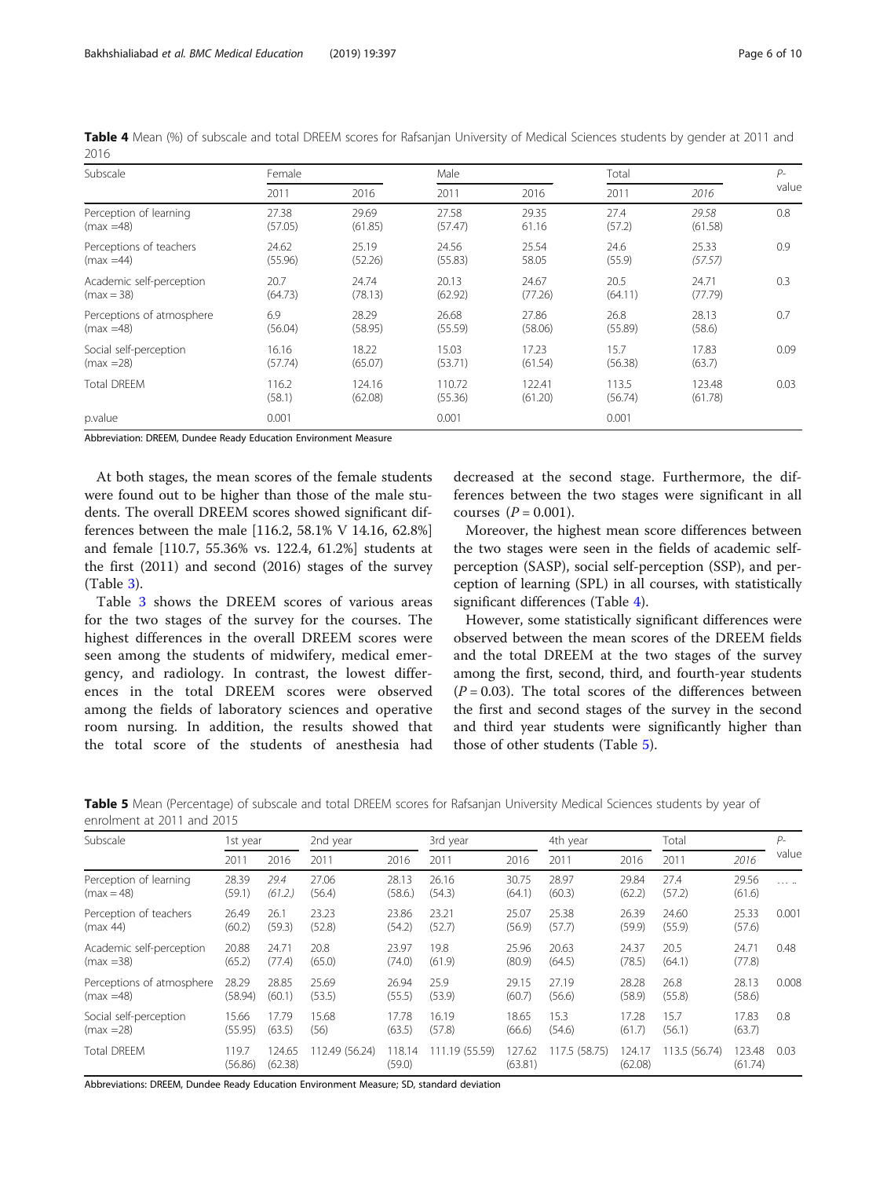**Table 4** Mean (%) of subscale and total DREEM scores for Rafsanjan University of Medical Sciences students by gender at 2011 and 2016

| Subscale | Female | | Male | | Total | | *P*-value |
|---|---|---|---|---|---|---|---|
| | 2011 | 2016 | 2011 | 2016 | 2011 | *2016* | |
| Perception of learning (max =48) | 27.38 (57.05) | 29.69 (61.85) | 27.58 (57.47) | 29.35 61.16 | 27.4 (57.2) | *29.58 (61.58)* | 0.8 |
| Perceptions of teachers (max =44) | 24.62 (55.96) | 25.19 (52.26) | 24.56 (55.83) | 25.54 58.05 | 24.6 (55.9) | 25.33 *(57.57)* | 0.9 |
| Academic self-perception (max = 38) | 20.7 (64.73) | 24.74 (78.13) | 20.13 (62.92) | 24.67 (77.26) | 20.5 (64.11) | 24.71 (77.79) | 0.3 |
| Perceptions of atmosphere (max =48) | 6.9 (56.04) | 28.29 (58.95) | 26.68 (55.59) | 27.86 (58.06) | 26.8 (55.89) | 28.13 (58.6) | 0.7 |
| Social self-perception (max =28) | 16.16 (57.74) | 18.22 (65.07) | 15.03 (53.71) | 17.23 (61.54) | 15.7 (56.38) | 17.83 (63.7) | 0.09 |
| Total DREEM | 116.2 (58.1) | 124.16 (62.08) | 110.72 (55.36) | 122.41 (61.20) | 113.5 (56.74) | 123.48 (61.78) | 0.03 |
| p.value | 0.001 | | 0.001 | | 0.001 | | |

Abbreviation: DREEM, Dundee Ready Education Environment Measure

At both stages, the mean scores of the female students were found out to be higher than those of the male students. The overall DREEM scores showed significant differences between the male [116.2, 58.1% V 14.16, 62.8%] and female [110.7, 55.36% vs. 122.4, 61.2%] students at the first (2011) and second (2016) stages of the survey (Table 3).

Table 3 shows the DREEM scores of various areas for the two stages of the survey for the courses. The highest differences in the overall DREEM scores were seen among the students of midwifery, medical emergency, and radiology. In contrast, the lowest differences in the total DREEM scores were observed among the fields of laboratory sciences and operative room nursing. In addition, the results showed that the total score of the students of anesthesia had decreased at the second stage. Furthermore, the differences between the two stages were significant in all courses ($P = 0.001$).

Moreover, the highest mean score differences between the two stages were seen in the fields of academic self-perception (SASP), social self-perception (SSP), and perception of learning (SPL) in all courses, with statistically significant differences (Table 4).

However, some statistically significant differences were observed between the mean scores of the DREEM fields and the total DREEM at the two stages of the survey among the first, second, third, and fourth-year students ($P = 0.03$). The total scores of the differences between the first and second stages of the survey in the second and third year students were significantly higher than those of other students (Table 5).

**Table 5** Mean (Percentage) of subscale and total DREEM scores for Rafsanjan University Medical Sciences students by year of enrolment at 2011 and 2015

| Subscale | 1st year | | 2nd year | | 3rd year | | 4th year | | Total | | *P*-value |
|---|---|---|---|---|---|---|---|---|---|---|---|
| | 2011 | 2016 | 2011 | 2016 | 2011 | 2016 | 2011 | 2016 | 2011 | *2016* | |
| Perception of learning (max = 48) | 28.39 (59.1) | *29.4 (61.2.)* | 27.06 (56.4) | 28.13 (58.6.) | 26.16 (54.3) | 30.75 (64.1) | 28.97 (60.3) | 29.84 (62.2) | 27.4 (57.2) | 29.56 (61.6) | … .. |
| Perception of teachers (max 44) | 26.49 (60.2) | 26.1 (59.3) | 23.23 (52.8) | 23.86 (54.2) | 23.21 (52.7) | 25.07 (56.9) | 25.38 (57.7) | 26.39 (59.9) | 24.60 (55.9) | 25.33 (57.6) | 0.001 |
| Academic self-perception (max =38) | 20.88 (65.2) | 24.71 (77.4) | 20.8 (65.0) | 23.97 (74.0) | 19.8 (61.9) | 25.96 (80.9) | 20.63 (64.5) | 24.37 (78.5) | 20.5 (64.1) | 24.71 (77.8) | 0.48 |
| Perceptions of atmosphere (max =48) | 28.29 (58.94) | 28.85 (60.1) | 25.69 (53.5) | 26.94 (55.5) | 25.9 (53.9) | 29.15 (60.7) | 27.19 (56.6) | 28.28 (58.9) | 26.8 (55.8) | 28.13 (58.6) | 0.008 |
| Social self-perception (max =28) | 15.66 (55.95) | 17.79 (63.5) | 15.68 (56) | 17.78 (63.5) | 16.19 (57.8) | 18.65 (66.6) | 15.3 (54.6) | 17.28 (61.7) | 15.7 (56.1) | 17.83 (63.7) | 0.8 |
| Total DREEM | 119.7 (56.86) | 124.65 (62.38) | 112.49 (56.24) | 118.14 (59.0) | 111.19 (55.59) | 127.62 (63.81) | 117.5 (58.75) | 124.17 (62.08) | 113.5 (56.74) | 123.48 (61.74) | 0.03 |

Abbreviations: DREEM, Dundee Ready Education Environment Measure; SD, standard deviation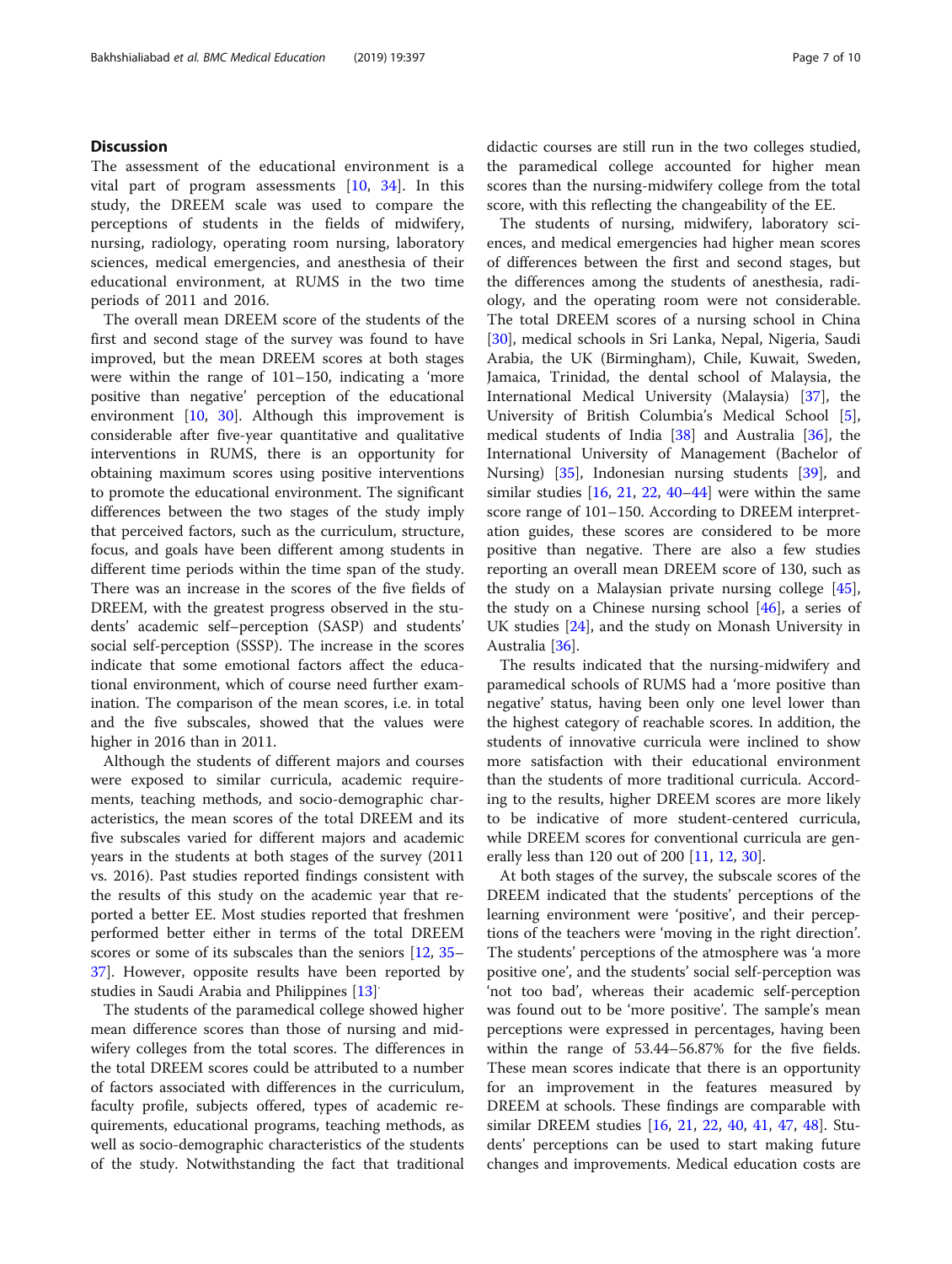## Discussion

The assessment of the educational environment is a vital part of program assessments [10, 34]. In this study, the DREEM scale was used to compare the perceptions of students in the fields of midwifery, nursing, radiology, operating room nursing, laboratory sciences, medical emergencies, and anesthesia of their educational environment, at RUMS in the two time periods of 2011 and 2016.

The overall mean DREEM score of the students of the first and second stage of the survey was found to have improved, but the mean DREEM scores at both stages were within the range of 101–150, indicating a 'more positive than negative' perception of the educational environment [10, 30]. Although this improvement is considerable after five-year quantitative and qualitative interventions in RUMS, there is an opportunity for obtaining maximum scores using positive interventions to promote the educational environment. The significant differences between the two stages of the study imply that perceived factors, such as the curriculum, structure, focus, and goals have been different among students in different time periods within the time span of the study. There was an increase in the scores of the five fields of DREEM, with the greatest progress observed in the students' academic self–perception (SASP) and students' social self-perception (SSSP). The increase in the scores indicate that some emotional factors affect the educational environment, which of course need further examination. The comparison of the mean scores, i.e. in total and the five subscales, showed that the values were higher in 2016 than in 2011.

Although the students of different majors and courses were exposed to similar curricula, academic requirements, teaching methods, and socio-demographic characteristics, the mean scores of the total DREEM and its five subscales varied for different majors and academic years in the students at both stages of the survey (2011 vs. 2016). Past studies reported findings consistent with the results of this study on the academic year that reported a better EE. Most studies reported that freshmen performed better either in terms of the total DREEM scores or some of its subscales than the seniors [12, 35–37]. However, opposite results have been reported by studies in Saudi Arabia and Philippines [13].

The students of the paramedical college showed higher mean difference scores than those of nursing and midwifery colleges from the total scores. The differences in the total DREEM scores could be attributed to a number of factors associated with differences in the curriculum, faculty profile, subjects offered, types of academic requirements, educational programs, teaching methods, as well as socio-demographic characteristics of the students of the study. Notwithstanding the fact that traditional didactic courses are still run in the two colleges studied, the paramedical college accounted for higher mean scores than the nursing-midwifery college from the total score, with this reflecting the changeability of the EE.

The students of nursing, midwifery, laboratory sciences, and medical emergencies had higher mean scores of differences between the first and second stages, but the differences among the students of anesthesia, radiology, and the operating room were not considerable. The total DREEM scores of a nursing school in China [30], medical schools in Sri Lanka, Nepal, Nigeria, Saudi Arabia, the UK (Birmingham), Chile, Kuwait, Sweden, Jamaica, Trinidad, the dental school of Malaysia, the International Medical University (Malaysia) [37], the University of British Columbia's Medical School [5], medical students of India [38] and Australia [36], the International University of Management (Bachelor of Nursing) [35], Indonesian nursing students [39], and similar studies [16, 21, 22, 40–44] were within the same score range of 101–150. According to DREEM interpretation guides, these scores are considered to be more positive than negative. There are also a few studies reporting an overall mean DREEM score of 130, such as the study on a Malaysian private nursing college [45], the study on a Chinese nursing school [46], a series of UK studies [24], and the study on Monash University in Australia [36].

The results indicated that the nursing-midwifery and paramedical schools of RUMS had a 'more positive than negative' status, having been only one level lower than the highest category of reachable scores. In addition, the students of innovative curricula were inclined to show more satisfaction with their educational environment than the students of more traditional curricula. According to the results, higher DREEM scores are more likely to be indicative of more student-centered curricula, while DREEM scores for conventional curricula are generally less than 120 out of 200 [11, 12, 30].

At both stages of the survey, the subscale scores of the DREEM indicated that the students' perceptions of the learning environment were 'positive', and their perceptions of the teachers were 'moving in the right direction'. The students' perceptions of the atmosphere was 'a more positive one', and the students' social self-perception was 'not too bad', whereas their academic self-perception was found out to be 'more positive'. The sample's mean perceptions were expressed in percentages, having been within the range of 53.44–56.87% for the five fields. These mean scores indicate that there is an opportunity for an improvement in the features measured by DREEM at schools. These findings are comparable with similar DREEM studies [16, 21, 22, 40, 41, 47, 48]. Students' perceptions can be used to start making future changes and improvements. Medical education costs are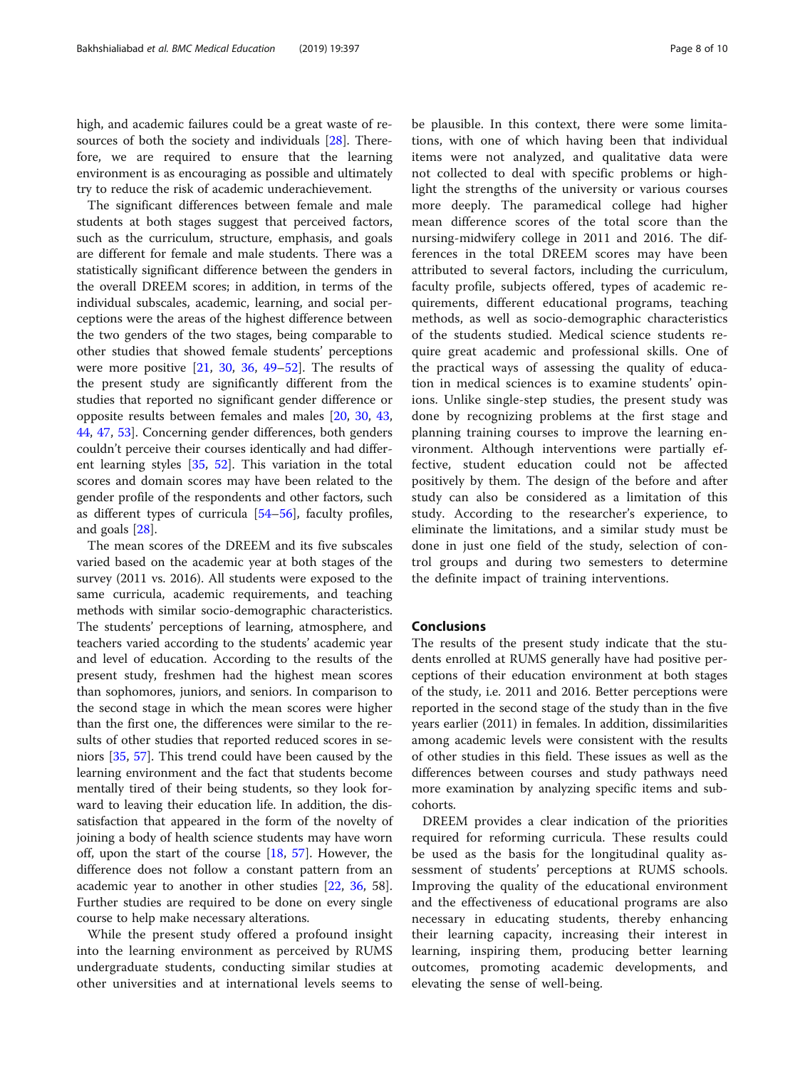high, and academic failures could be a great waste of resources of both the society and individuals [28]. Therefore, we are required to ensure that the learning environment is as encouraging as possible and ultimately try to reduce the risk of academic underachievement.

The significant differences between female and male students at both stages suggest that perceived factors, such as the curriculum, structure, emphasis, and goals are different for female and male students. There was a statistically significant difference between the genders in the overall DREEM scores; in addition, in terms of the individual subscales, academic, learning, and social perceptions were the areas of the highest difference between the two genders of the two stages, being comparable to other studies that showed female students' perceptions were more positive [21, 30, 36, 49–52]. The results of the present study are significantly different from the studies that reported no significant gender difference or opposite results between females and males [20, 30, 43, 44, 47, 53]. Concerning gender differences, both genders couldn't perceive their courses identically and had different learning styles [35, 52]. This variation in the total scores and domain scores may have been related to the gender profile of the respondents and other factors, such as different types of curricula [54–56], faculty profiles, and goals [28].

The mean scores of the DREEM and its five subscales varied based on the academic year at both stages of the survey (2011 vs. 2016). All students were exposed to the same curricula, academic requirements, and teaching methods with similar socio-demographic characteristics. The students' perceptions of learning, atmosphere, and teachers varied according to the students' academic year and level of education. According to the results of the present study, freshmen had the highest mean scores than sophomores, juniors, and seniors. In comparison to the second stage in which the mean scores were higher than the first one, the differences were similar to the results of other studies that reported reduced scores in seniors [35, 57]. This trend could have been caused by the learning environment and the fact that students become mentally tired of their being students, so they look forward to leaving their education life. In addition, the dissatisfaction that appeared in the form of the novelty of joining a body of health science students may have worn off, upon the start of the course [18, 57]. However, the difference does not follow a constant pattern from an academic year to another in other studies [22, 36, 58]. Further studies are required to be done on every single course to help make necessary alterations.

While the present study offered a profound insight into the learning environment as perceived by RUMS undergraduate students, conducting similar studies at other universities and at international levels seems to be plausible. In this context, there were some limitations, with one of which having been that individual items were not analyzed, and qualitative data were not collected to deal with specific problems or highlight the strengths of the university or various courses more deeply. The paramedical college had higher mean difference scores of the total score than the nursing-midwifery college in 2011 and 2016. The differences in the total DREEM scores may have been attributed to several factors, including the curriculum, faculty profile, subjects offered, types of academic requirements, different educational programs, teaching methods, as well as socio-demographic characteristics of the students studied. Medical science students require great academic and professional skills. One of the practical ways of assessing the quality of education in medical sciences is to examine students' opinions. Unlike single-step studies, the present study was done by recognizing problems at the first stage and planning training courses to improve the learning environment. Although interventions were partially effective, student education could not be affected positively by them. The design of the before and after study can also be considered as a limitation of this study. According to the researcher's experience, to eliminate the limitations, and a similar study must be done in just one field of the study, selection of control groups and during two semesters to determine the definite impact of training interventions.

## Conclusions

The results of the present study indicate that the students enrolled at RUMS generally have had positive perceptions of their education environment at both stages of the study, i.e. 2011 and 2016. Better perceptions were reported in the second stage of the study than in the five years earlier (2011) in females. In addition, dissimilarities among academic levels were consistent with the results of other studies in this field. These issues as well as the differences between courses and study pathways need more examination by analyzing specific items and subcohorts.

DREEM provides a clear indication of the priorities required for reforming curricula. These results could be used as the basis for the longitudinal quality assessment of students' perceptions at RUMS schools. Improving the quality of the educational environment and the effectiveness of educational programs are also necessary in educating students, thereby enhancing their learning capacity, increasing their interest in learning, inspiring them, producing better learning outcomes, promoting academic developments, and elevating the sense of well-being.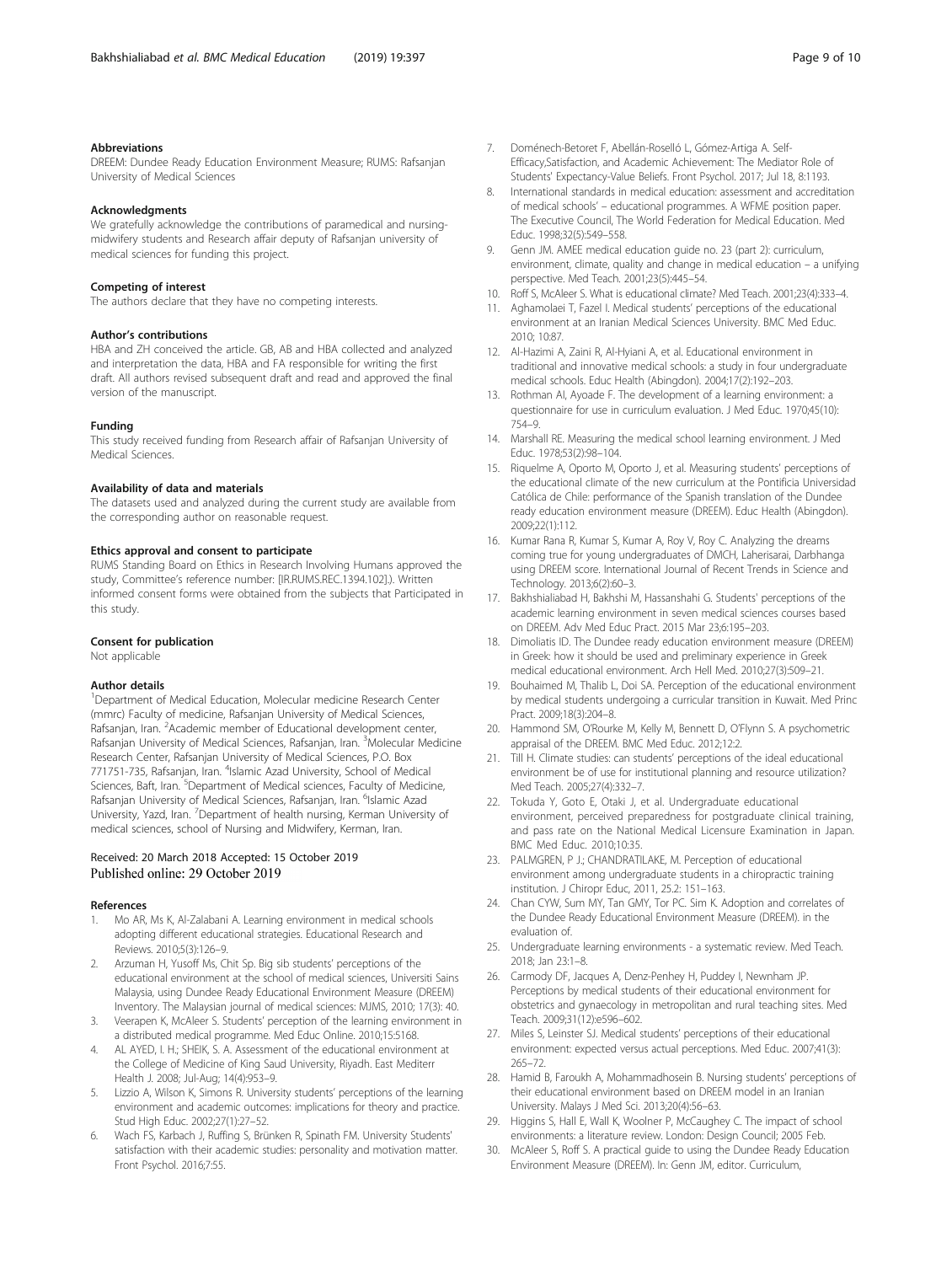### Abbreviations

DREEM: Dundee Ready Education Environment Measure; RUMS: Rafsanjan University of Medical Sciences

### Acknowledgments

We gratefully acknowledge the contributions of paramedical and nursing-midwifery students and Research affair deputy of Rafsanjan university of medical sciences for funding this project.

### Competing of interest

The authors declare that they have no competing interests.

### Author's contributions

HBA and ZH conceived the article. GB, AB and HBA collected and analyzed and interpretation the data, HBA and FA responsible for writing the first draft. All authors revised subsequent draft and read and approved the final version of the manuscript.

### Funding

This study received funding from Research affair of Rafsanjan University of Medical Sciences.

### Availability of data and materials

The datasets used and analyzed during the current study are available from the corresponding author on reasonable request.

### Ethics approval and consent to participate

RUMS Standing Board on Ethics in Research Involving Humans approved the study, Committee's reference number: [IR.RUMS.REC.1394.102].). Written informed consent forms were obtained from the subjects that Participated in this study.

### Consent for publication

Not applicable

### Author details

[1]Department of Medical Education, Molecular medicine Research Center (mmrc) Faculty of medicine, Rafsanjan University of Medical Sciences, Rafsanjan, Iran. [2]Academic member of Educational development center, Rafsanjan University of Medical Sciences, Rafsanjan, Iran. [3]Molecular Medicine Research Center, Rafsanjan University of Medical Sciences, P.O. Box 771751-735, Rafsanjan, Iran. [4]Islamic Azad University, School of Medical Sciences, Baft, Iran. [5]Department of Medical sciences, Faculty of Medicine, Rafsanjan University of Medical Sciences, Rafsanjan, Iran. [6]Islamic Azad University, Yazd, Iran. [7]Department of health nursing, Kerman University of medical sciences, school of Nursing and Midwifery, Kerman, Iran.

Received: 20 March 2018 Accepted: 15 October 2019
Published online: 29 October 2019

### References

1. Mo AR, Ms K, Al-Zalabani A. Learning environment in medical schools adopting different educational strategies. Educational Research and Reviews. 2010;5(3):126–9.
2. Arzuman H, Yusoff Ms, Chit Sp. Big sib students' perceptions of the educational environment at the school of medical sciences, Universiti Sains Malaysia, using Dundee Ready Educational Environment Measure (DREEM) Inventory. The Malaysian journal of medical sciences: MJMS, 2010; 17(3): 40.
3. Veerapen K, McAleer S. Students' perception of the learning environment in a distributed medical programme. Med Educ Online. 2010;15:5168.
4. AL AYED, I. H.; SHEIK, S. A. Assessment of the educational environment at the College of Medicine of King Saud University, Riyadh. East Mediterr Health J. 2008; Jul-Aug; 14(4):953–9.
5. Lizzio A, Wilson K, Simons R. University students' perceptions of the learning environment and academic outcomes: implications for theory and practice. Stud High Educ. 2002;27(1):27–52.
6. Wach FS, Karbach J, Ruffing S, Brünken R, Spinath FM. University Students' satisfaction with their academic studies: personality and motivation matter. Front Psychol. 2016;7:55.
7. Doménech-Betoret F, Abellán-Roselló L, Gómez-Artiga A. Self-Efficacy,Satisfaction, and Academic Achievement: The Mediator Role of Students' Expectancy-Value Beliefs. Front Psychol. 2017; Jul 18, 8:1193.
8. International standards in medical education: assessment and accreditation of medical schools' – educational programmes. A WFME position paper. The Executive Council, The World Federation for Medical Education. Med Educ. 1998;32(5):549–558.
9. Genn JM. AMEE medical education guide no. 23 (part 2): curriculum, environment, climate, quality and change in medical education – a unifying perspective. Med Teach. 2001;23(5):445–54.
10. Roff S, McAleer S. What is educational climate? Med Teach. 2001;23(4):333–4.
11. Aghamolaei T, Fazel I. Medical students' perceptions of the educational environment at an Iranian Medical Sciences University. BMC Med Educ. 2010; 10:87.
12. Al-Hazimi A, Zaini R, Al-Hyiani A, et al. Educational environment in traditional and innovative medical schools: a study in four undergraduate medical schools. Educ Health (Abingdon). 2004;17(2):192–203.
13. Rothman AI, Ayoade F. The development of a learning environment: a questionnaire for use in curriculum evaluation. J Med Educ. 1970;45(10): 754–9.
14. Marshall RE. Measuring the medical school learning environment. J Med Educ. 1978;53(2):98–104.
15. Riquelme A, Oporto M, Oporto J, et al. Measuring students' perceptions of the educational climate of the new curriculum at the Pontificia Universidad Católica de Chile: performance of the Spanish translation of the Dundee ready education environment measure (DREEM). Educ Health (Abingdon). 2009;22(1):112.
16. Kumar Rana R, Kumar S, Kumar A, Roy V, Roy C. Analyzing the dreams coming true for young undergraduates of DMCH, Laherisarai, Darbhanga using DREEM score. International Journal of Recent Trends in Science and Technology. 2013;6(2):60–3.
17. Bakhshialiabad H, Bakhshi M, Hassanshahi G. Students' perceptions of the academic learning environment in seven medical sciences courses based on DREEM. Adv Med Educ Pract. 2015 Mar 23;6:195–203.
18. Dimoliatis ID. The Dundee ready education environment measure (DREEM) in Greek: how it should be used and preliminary experience in Greek medical educational environment. Arch Hell Med. 2010;27(3):509–21.
19. Bouhaimed M, Thalib L, Doi SA. Perception of the educational environment by medical students undergoing a curricular transition in Kuwait. Med Princ Pract. 2009;18(3):204–8.
20. Hammond SM, O'Rourke M, Kelly M, Bennett D, O'Flynn S. A psychometric appraisal of the DREEM. BMC Med Educ. 2012;12:2.
21. Till H. Climate studies: can students' perceptions of the ideal educational environment be of use for institutional planning and resource utilization? Med Teach. 2005;27(4):332–7.
22. Tokuda Y, Goto E, Otaki J, et al. Undergraduate educational environment, perceived preparedness for postgraduate clinical training, and pass rate on the National Medical Licensure Examination in Japan. BMC Med Educ. 2010;10:35.
23. PALMGREN, P J.; CHANDRATILAKE, M. Perception of educational environment among undergraduate students in a chiropractic training institution. J Chiropr Educ, 2011, 25.2: 151–163.
24. Chan CYW, Sum MY, Tan GMY, Tor PC. Sim K. Adoption and correlates of the Dundee Ready Educational Environment Measure (DREEM). in the evaluation of.
25. Undergraduate learning environments - a systematic review. Med Teach. 2018; Jan 23:1–8.
26. Carmody DF, Jacques A, Denz-Penhey H, Puddey I, Newnham JP. Perceptions by medical students of their educational environment for obstetrics and gynaecology in metropolitan and rural teaching sites. Med Teach. 2009;31(12):e596–602.
27. Miles S, Leinster SJ. Medical students' perceptions of their educational environment: expected versus actual perceptions. Med Educ. 2007;41(3): 265–72.
28. Hamid B, Faroukh A, Mohammadhosein B. Nursing students' perceptions of their educational environment based on DREEM model in an Iranian University. Malays J Med Sci. 2013;20(4):56–63.
29. Higgins S, Hall E, Wall K, Woolner P, McCaughey C. The impact of school environments: a literature review. London: Design Council; 2005 Feb.
30. McAleer S, Roff S. A practical guide to using the Dundee Ready Education Environment Measure (DREEM). In: Genn JM, editor. Curriculum,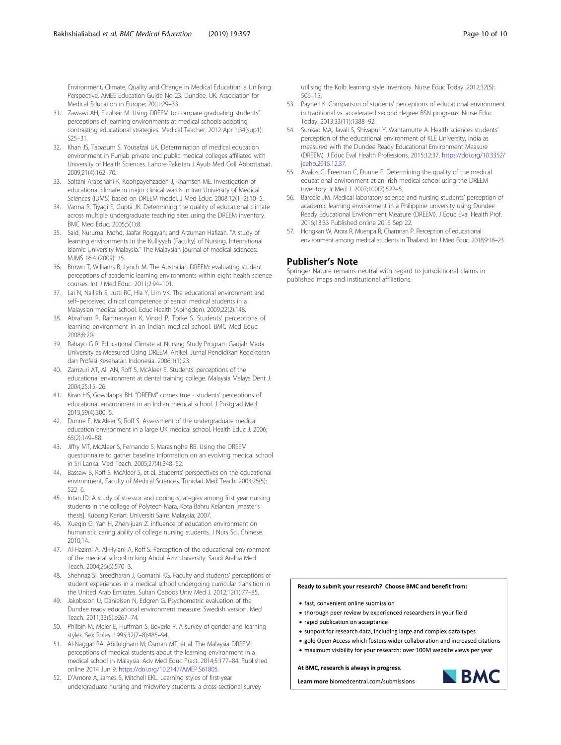Environment, Climate, Quality and Change in Medical Education: a Unifying Perspective. AMEE Education Guide No 23. Dundee, UK: Association for Medical Education in Europe; 2001:29–33.

31. Zawawi AH, Elzubeir M. Using DREEM to compare graduating students′ perceptions of learning environments at medical schools adopting contrasting educational strategies. Medical Teacher. 2012 Apr 1;34(sup1): S25–31.
32. Khan JS, Tabasum S, Yousafzai UK. Determination of medical education environment in Punjab private and public medical colleges affiliated with University of Health Sciences. Lahore-Pakistan J Ayub Med Coll Abbottabad. 2009;21(4):162–70.
33. Soltani Arabshahi K, Koohpayehzadeh J, Khamseh ME. Investigation of educational climate in major clinical wards in Iran University of Medical Sciences (IUMS) based on DREEM model. J Med Educ. 2008;12(1–2):10–5.
34. Varma R, Tiyagi E, Gupta JK. Determining the quality of educational climate across multiple undergraduate teaching sites using the DREEM inventory. BMC Med Educ. 2005;5(1):8.
35. Said, Nurumal Mohd, Jaafar Rogayah, and Arzuman Hafizah. "A study of learning environments in the Kulliyyah (Faculty) of Nursing, International Islamic University Malaysia." The Malaysian journal of medical sciences: MJMS 16.4 (2009): 15.
36. Brown T, Williams B, Lynch M. The Australian DREEM: evaluating student perceptions of academic learning environments within eight health science courses. Int J Med Educ. 2011;2:94–101.
37. Lai N, Nalliah S, Jutti RC, Hla Y, Lim VK. The educational environment and self–perceived clinical competence of senior medical students in a Malaysian medical school. Educ Health (Abingdon). 2009;22(2):148.
38. Abraham R, Ramnarayan K, Vinod P, Torke S. Students' perceptions of learning environment in an Indian medical school. BMC Med Educ. 2008;8:20.
39. Rahayo G R. Educational Climate at Nursing Study Program Gadjah Mada University as Measured Using DREEM. Artikel. Jurnal Pendidikan Kedokteran dan Profesi Kesehatan Indonesia. 2006;1(1):23.
40. Zamzuri AT, Ali AN, Roff S, McAleer S. Students' perceptions of the educational environment at dental training college. Malaysia Malays Dent J. 2004;25:15–26.
41. Kiran HS, Gowdappa BH. "DREEM" comes true - students' perceptions of educational environment in an Indian medical school. J Postgrad Med. 2013;59(4):300–5.
42. Dunne F, McAleer S, Roff S. Assessment of the undergraduate medical education environment in a large UK medical school. Health Educ J. 2006; 65(2):149–58.
43. Jiffry MT, McAleer S, Fernando S, Marasinghe RB. Using the DREEM questionnaire to gather baseline information on an evolving medical school in Sri Lanka. Med Teach. 2005;27(4):348–52.
44. Bassaw B, Roff S, McAleer S, et al. Students' perspectives on the educational environment, Faculty of Medical Sciences. Trinidad Med Teach. 2003;25(5): 522–6.
45. Intan ID. A study of stressor and coping strategies among first year nursing students in the college of Polytech Mara, Kota Bahru Kelantan [master's thesis]. Kubang Kerian: Universiti Sains Malaysia; 2007.
46. Xueqin G, Yan H, Zhen-juan Z. influence of education environment on humanistic caring ability of college nursing students. J Nurs Sci, Chinese. 2010;14.
47. Al-Hazimi A, Al-Hyiani A, Roff S. Perception of the educational environment of the medical school in king Abdul Aziz University. Saudi Arabia Med Teach. 2004;26(6):570–3.
48. Shehnaz SI, Sreedharan J, Gomathi KG. Faculty and students' perceptions of student experiences in a medical school undergoing curricular transition in the United Arab Emirates. Sultan Qaboos Univ Med J. 2012;12(1):77–85.
49. Jakobsson U, Danielsen N, Edgren G. Psychometric evaluation of the Dundee ready educational environment measure: Swedish version. Med Teach. 2011;33(5):e267–74.
50. Philbin M, Meier E, Huffman S, Boverie P. A survey of gender and learning styles. Sex Roles. 1995;32(7–8):485–94.
51. Al-Naggar RA, Abdulghani M, Osman MT, et al. The Malaysia DREEM: perceptions of medical students about the learning environment in a medical school in Malaysia. Adv Med Educ Pract. 2014;5:177–84. Published online 2014 Jun 9. https://doi.org/10.2147/AMEP.S61805.
52. D'Amore A, James S, Mitchell EKL. Learning styles of first-year undergraduate nursing and midwifery students: a cross-sectional survey utilising the Kolb learning style inventory. Nurse Educ Today. 2012;32(5): 506–15.
53. Payne LK. Comparison of students' perceptions of educational environment in traditional vs. accelerated second degree BSN programs. Nurse Educ Today. 2013;33(11):1388–92.
54. Sunkad MA, Javali S, Shivapur Y, Wantamutte A. Health sciences students' perception of the educational environment of KLE University, India as measured with the Dundee Ready Educational Environment Measure (DREEM). J Educ Eval Health Professions. 2015;12:37. https://doi.org/10.3352/jeehp.2015.12.37.
55. Avalos G, Freeman C, Dunne F. Determining the quality of the medical educational environment at an Irish medical school using the DREEM inventory. Ir Med J. 2007;100(7):522–5.
56. Barcelo JM. Medical laboratory science and nursing students' perception of academic learning environment in a Philippine university using Dundee Ready Educational Environment Measure (DREEM). J Educ Eval Health Prof. 2016;13:33 Published online 2016 Sep 22.
57. Hongkan W, Arora R, Muenpa R, Chamnan P. Perception of educational environment among medical students in Thailand. Int J Med Educ. 2018;9:18–23.

## Publisher's Note

Springer Nature remains neutral with regard to jurisdictional claims in published maps and institutional affiliations.

**Ready to submit your research? Choose BMC and benefit from:**

- fast, convenient online submission
- thorough peer review by experienced researchers in your field
- rapid publication on acceptance
- support for research data, including large and complex data types
- gold Open Access which fosters wider collaboration and increased citations
- maximum visibility for your research: over 100M website views per year

**At BMC, research is always in progress.**

**Learn more** biomedcentral.com/submissions

BMC